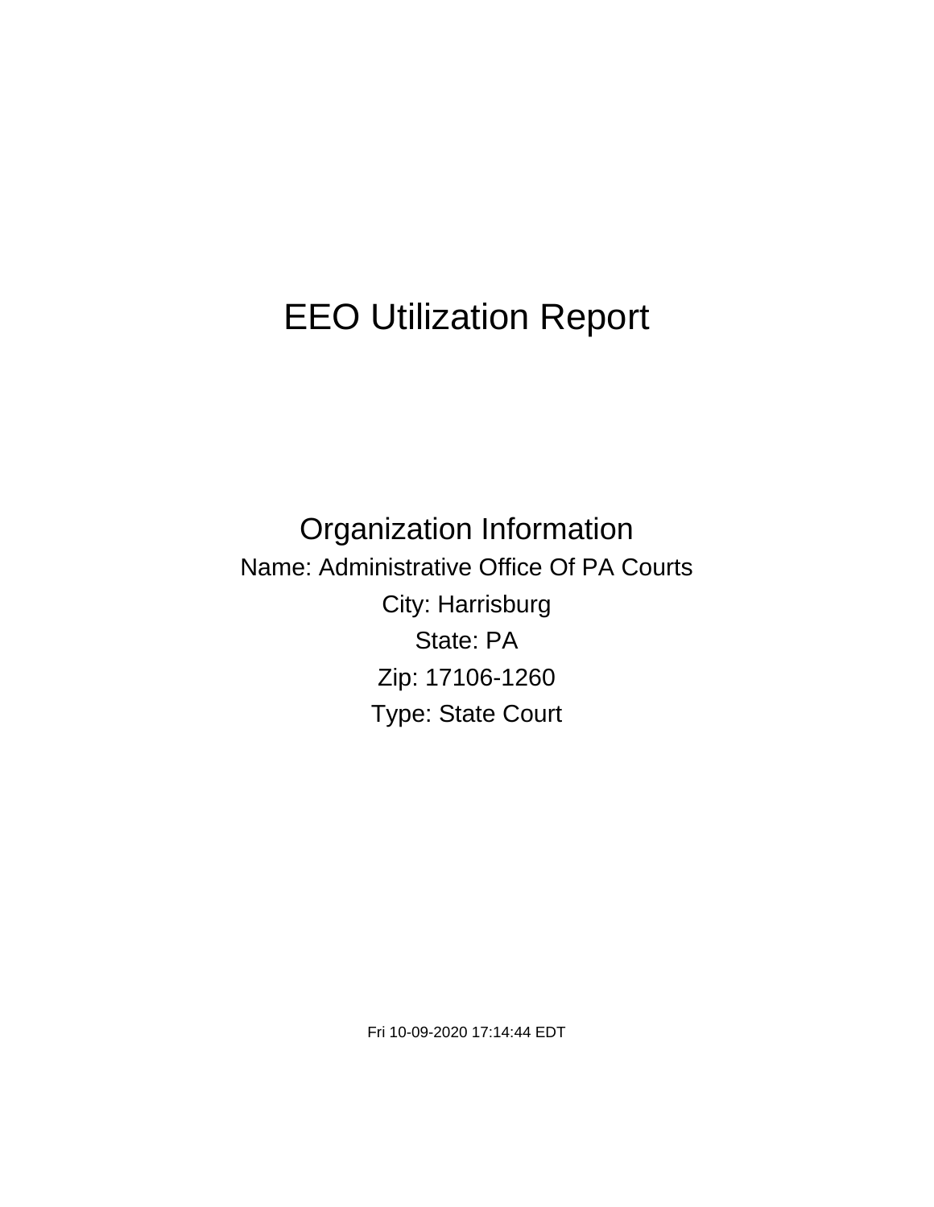# EEO Utilization Report

## Organization Information

Name: Administrative Office Of PA Courts

City: Harrisburg

State: PA

Zip: 17106-1260

Type: State Court

Fri 10-09-2020 17:14:44 EDT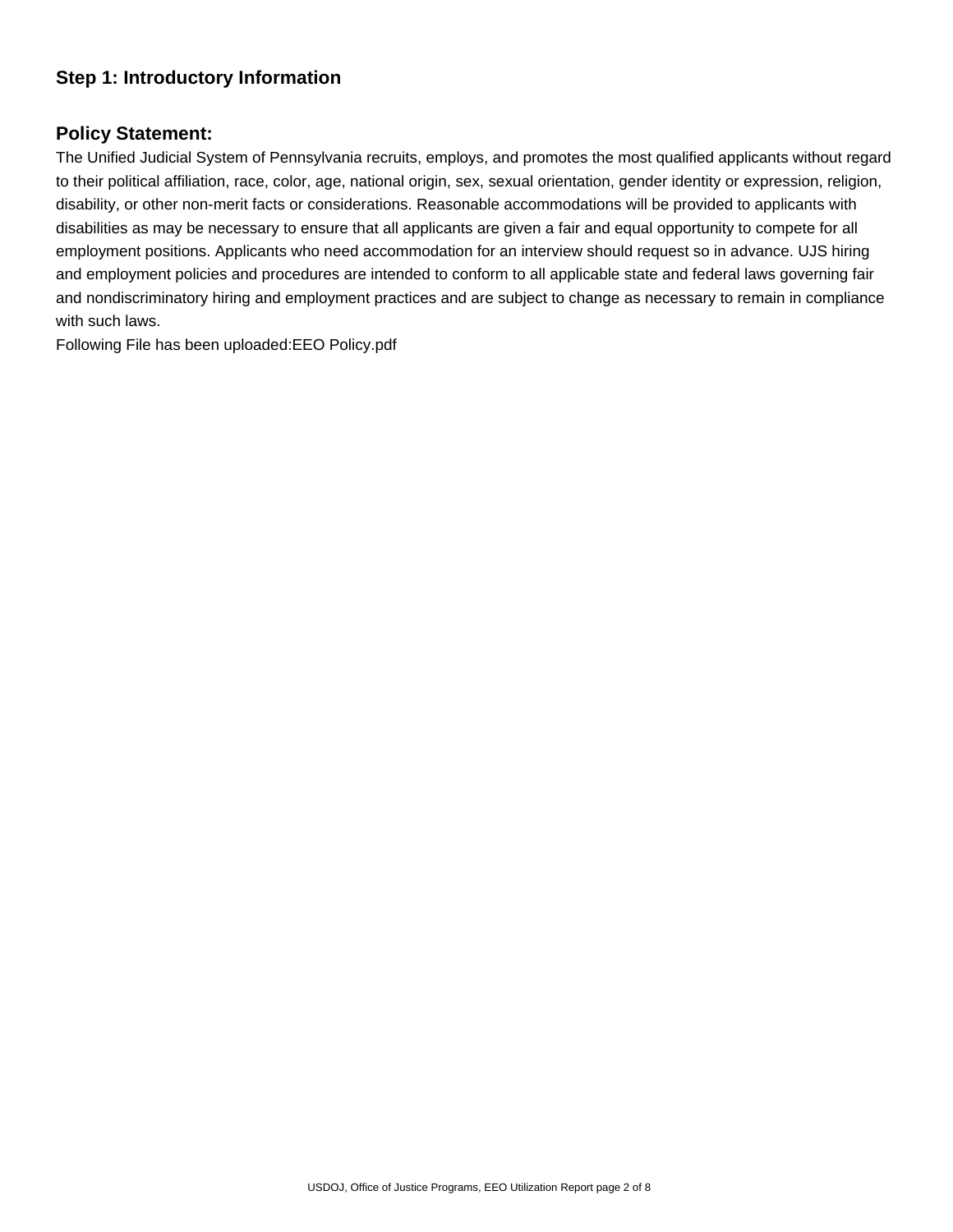## Step 1: Introductory Information

### Policy Statement:

The Unified Judicial System of Pennsylvania recruits, employs, and promotes the most qualified applicants without regard to their political affiliation, race, color, age, national origin, sex, sexual orientation, gender identity or expression, religion, disability, or other non-merit facts or considerations. Reasonable accommodations will be provided to applicants with disabilities as may be necessary to ensure that all applicants are given a fair and equal opportunity to compete for all employment positions. Applicants who need accommodation for an interview should request so in advance. UJS hiring and employment policies and procedures are intended to conform to all applicable state and federal laws governing fair and nondiscriminatory hiring and employment practices and are subject to change as necessary to remain in compliance with such laws.

Following File has been uploaded:EEO Policy.pdf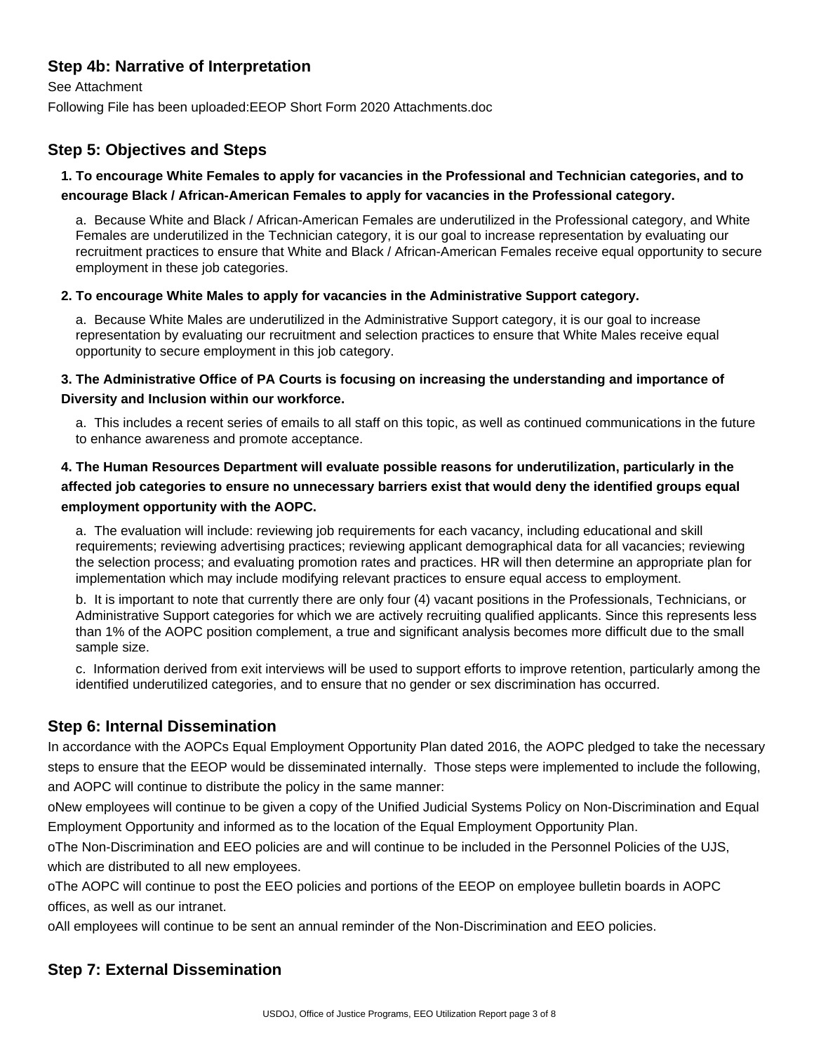## Step 4b: Narrative of Interpretation

See Attachment

Following File has been uploaded:EEOP Short Form 2020 Attachments.doc

## Step 5: Objectives and Steps

**1. To encourage White Females to apply for vacancies in the Professional and Technician categories, and to encourage Black / African-American Females to apply for vacancies in the Professional category.**

a. Because White and Black / African-American Females are underutilized in the Professional category, and White Females are underutilized in the Technician category, it is our goal to increase representation by evaluating our recruitment practices to ensure that White and Black / African-American Females receive equal opportunity to secure employment in these job categories.

**2. To encourage White Males to apply for vacancies in the Administrative Support category.**

a. Because White Males are underutilized in the Administrative Support category, it is our goal to increase representation by evaluating our recruitment and selection practices to ensure that White Males receive equal opportunity to secure employment in this job category.

**3. The Administrative Office of PA Courts is focusing on increasing the understanding and importance of Diversity and Inclusion within our workforce.**

a. This includes a recent series of emails to all staff on this topic, as well as continued communications in the future to enhance awareness and promote acceptance.

**4. The Human Resources Department will evaluate possible reasons for underutilization, particularly in the affected job categories to ensure no unnecessary barriers exist that would deny the identified groups equal employment opportunity with the AOPC.**

a. The evaluation will include: reviewing job requirements for each vacancy, including educational and skill requirements; reviewing advertising practices; reviewing applicant demographical data for all vacancies; reviewing the selection process; and evaluating promotion rates and practices. HR will then determine an appropriate plan for implementation which may include modifying relevant practices to ensure equal access to employment.

b. It is important to note that currently there are only four (4) vacant positions in the Professionals, Technicians, or Administrative Support categories for which we are actively recruiting qualified applicants. Since this represents less than 1% of the AOPC position complement, a true and significant analysis becomes more difficult due to the small sample size.

c. Information derived from exit interviews will be used to support efforts to improve retention, particularly among the identified underutilized categories, and to ensure that no gender or sex discrimination has occurred.

## Step 6: Internal Dissemination

In accordance with the AOPCs Equal Employment Opportunity Plan dated 2016, the AOPC pledged to take the necessary steps to ensure that the EEOP would be disseminated internally. Those steps were implemented to include the following, and AOPC will continue to distribute the policy in the same manner:

oNew employees will continue to be given a copy of the Unified Judicial Systems Policy on Non-Discrimination and Equal Employment Opportunity and informed as to the location of the Equal Employment Opportunity Plan.

oThe Non-Discrimination and EEO policies are and will continue to be included in the Personnel Policies of the UJS, which are distributed to all new employees.

oThe AOPC will continue to post the EEO policies and portions of the EEOP on employee bulletin boards in AOPC offices, as well as our intranet.

oAll employees will continue to be sent an annual reminder of the Non-Discrimination and EEO policies.

## Step 7: External Dissemination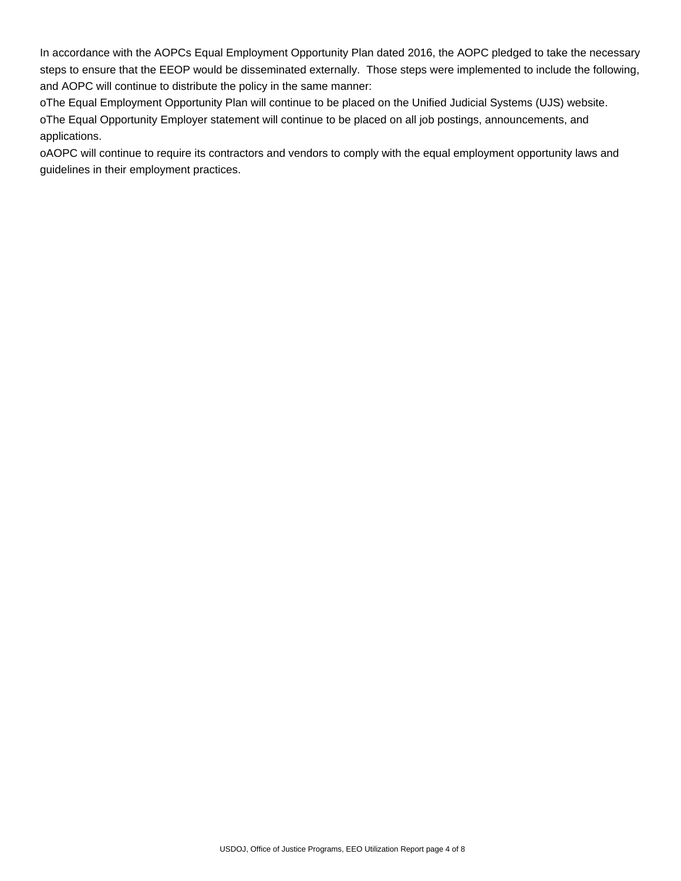In accordance with the AOPCs Equal Employment Opportunity Plan dated 2016, the AOPC pledged to take the necessary steps to ensure that the EEOP would be disseminated externally. Those steps were implemented to include the following, and AOPC will continue to distribute the policy in the same manner:

oThe Equal Employment Opportunity Plan will continue to be placed on the Unified Judicial Systems (UJS) website.

oThe Equal Opportunity Employer statement will continue to be placed on all job postings, announcements, and applications.

oAOPC will continue to require its contractors and vendors to comply with the equal employment opportunity laws and guidelines in their employment practices.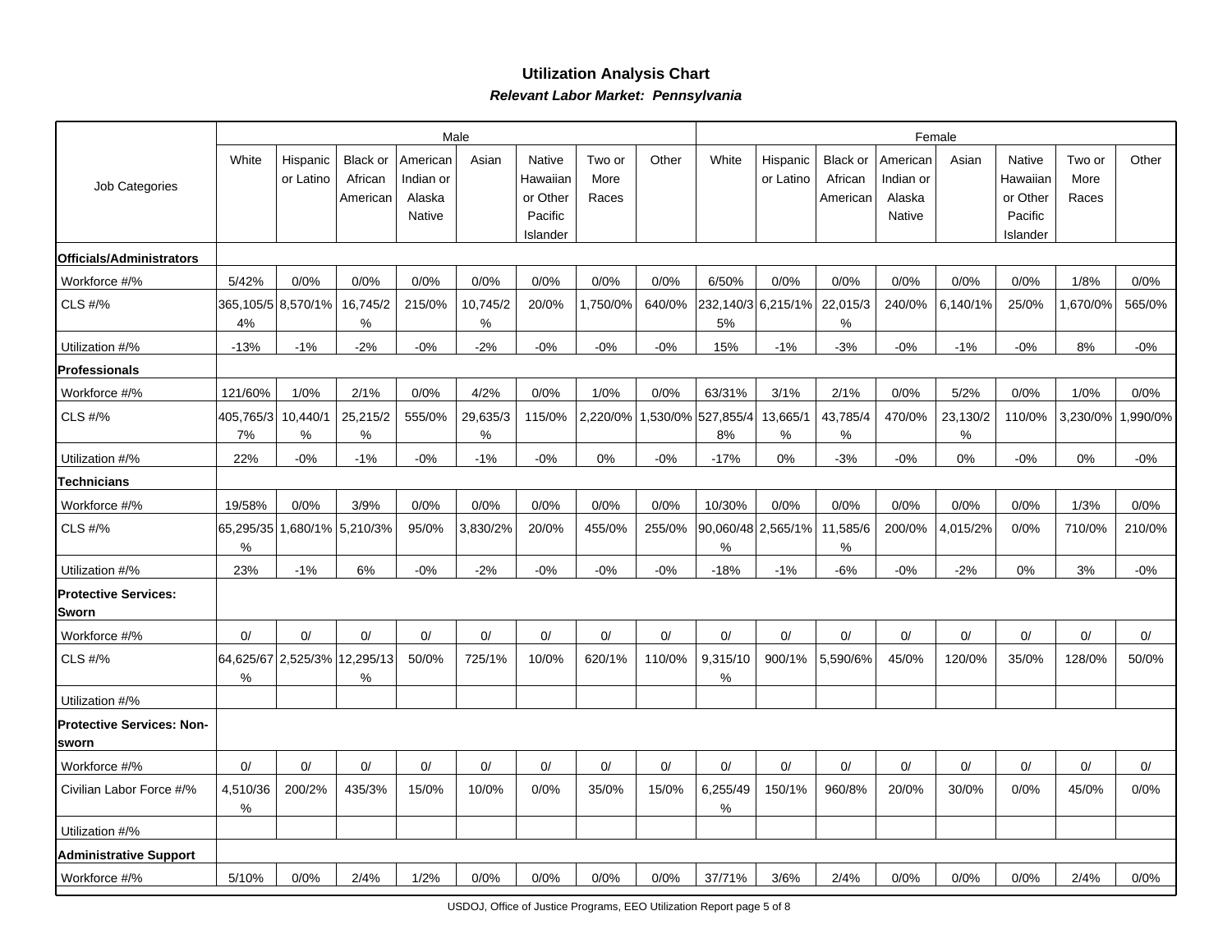## Utilization Analysis Chart

***Relevant Labor Market: Pennsylvania***

| Job Categories | Male | | | | | | | | Female | | | | | | | |
|---|---|---|---|---|---|---|---|---|---|---|---|---|---|---|---|---|
| | White | Hispanic or Latino | Black or African American | American Indian or Alaska Native | Asian | Native Hawaiian or Other Pacific Islander | Two or More Races | Other | White | Hispanic or Latino | Black or African American | American Indian or Alaska Native | Asian | Native Hawaiian or Other Pacific Islander | Two or More Races | Other |
| **Officials/Administrators** | | | | | | | | | | | | | | | | |
| Workforce #/% | 5/42% | 0/0% | 0/0% | 0/0% | 0/0% | 0/0% | 0/0% | 0/0% | 6/50% | 0/0% | 0/0% | 0/0% | 0/0% | 0/0% | 1/8% | 0/0% |
| CLS #/% | 365,105/54% | 8,570/1% | 16,745/2% | 215/0% | 10,745/2% | 20/0% | 1,750/0% | 640/0% | 232,140/35% | 6,215/1% | 22,015/3% | 240/0% | 6,140/1% | 25/0% | 1,670/0% | 565/0% |
| Utilization #/% | -13% | -1% | -2% | -0% | -2% | -0% | -0% | -0% | 15% | -1% | -3% | -0% | -1% | -0% | 8% | -0% |
| **Professionals** | | | | | | | | | | | | | | | | |
| Workforce #/% | 121/60% | 1/0% | 2/1% | 0/0% | 4/2% | 0/0% | 1/0% | 0/0% | 63/31% | 3/1% | 2/1% | 0/0% | 5/2% | 0/0% | 1/0% | 0/0% |
| CLS #/% | 405,765/37% | 10,440/1% | 25,215/2% | 555/0% | 29,635/3% | 115/0% | 2,220/0% | 1,530/0% | 527,855/48% | 13,665/1% | 43,785/4% | 470/0% | 23,130/2% | 110/0% | 3,230/0% | 1,990/0% |
| Utilization #/% | 22% | -0% | -1% | -0% | -1% | -0% | 0% | -0% | -17% | 0% | -3% | -0% | 0% | -0% | 0% | -0% |
| **Technicians** | | | | | | | | | | | | | | | | |
| Workforce #/% | 19/58% | 0/0% | 3/9% | 0/0% | 0/0% | 0/0% | 0/0% | 0/0% | 10/30% | 0/0% | 0/0% | 0/0% | 0/0% | 0/0% | 1/3% | 0/0% |
| CLS #/% | 65,295/35% | 1,680/1% | 5,210/3% | 95/0% | 3,830/2% | 20/0% | 455/0% | 255/0% | 90,060/48% | 2,565/1% | 11,585/6% | 200/0% | 4,015/2% | 0/0% | 710/0% | 210/0% |
| Utilization #/% | 23% | -1% | 6% | -0% | -2% | -0% | -0% | -0% | -18% | -1% | -6% | -0% | -2% | 0% | 3% | -0% |
| **Protective Services: Sworn** | | | | | | | | | | | | | | | | |
| Workforce #/% | 0/ | 0/ | 0/ | 0/ | 0/ | 0/ | 0/ | 0/ | 0/ | 0/ | 0/ | 0/ | 0/ | 0/ | 0/ | 0/ |
| CLS #/% | 64,625/67% | 2,525/3% | 12,295/13% | 50/0% | 725/1% | 10/0% | 620/1% | 110/0% | 9,315/10% | 900/1% | 5,590/6% | 45/0% | 120/0% | 35/0% | 128/0% | 50/0% |
| Utilization #/% | | | | | | | | | | | | | | | | |
| **Protective Services: Non-sworn** | | | | | | | | | | | | | | | | |
| Workforce #/% | 0/ | 0/ | 0/ | 0/ | 0/ | 0/ | 0/ | 0/ | 0/ | 0/ | 0/ | 0/ | 0/ | 0/ | 0/ | 0/ |
| Civilian Labor Force #/% | 4,510/36% | 200/2% | 435/3% | 15/0% | 10/0% | 0/0% | 35/0% | 15/0% | 6,255/49% | 150/1% | 960/8% | 20/0% | 30/0% | 0/0% | 45/0% | 0/0% |
| Utilization #/% | | | | | | | | | | | | | | | | |
| **Administrative Support** | | | | | | | | | | | | | | | | |
| Workforce #/% | 5/10% | 0/0% | 2/4% | 1/2% | 0/0% | 0/0% | 0/0% | 0/0% | 37/71% | 3/6% | 2/4% | 0/0% | 0/0% | 0/0% | 2/4% | 0/0% |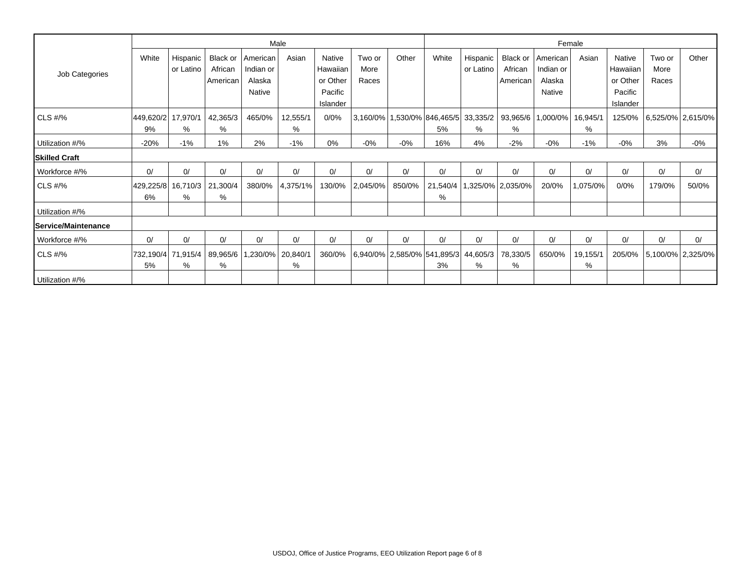| Job Categories | Male | | | | | | | | Female | | | | | | | |
|---|---|---|---|---|---|---|---|---|---|---|---|---|---|---|---|---|
| | White | Hispanic or Latino | Black or African American | American Indian or Alaska Native | Asian | Native Hawaiian or Other Pacific Islander | Two or More Races | Other | White | Hispanic or Latino | Black or African American | American Indian or Alaska Native | Asian | Native Hawaiian or Other Pacific Islander | Two or More Races | Other |
| CLS #/% | 449,620/29% | 17,970/1% | 42,365/3% | 465/0% | 12,555/1% | 0/0% | 3,160/0% | 1,530/0% | 846,465/55% | 33,335/2% | 93,965/6% | 1,000/0% | 16,945/1% | 125/0% | 6,525/0% | 2,615/0% |
| Utilization #/% | -20% | -1% | 1% | 2% | -1% | 0% | -0% | -0% | 16% | 4% | -2% | -0% | -1% | -0% | 3% | -0% |
| **Skilled Craft** | | | | | | | | | | | | | | | | |
| Workforce #/% | 0/ | 0/ | 0/ | 0/ | 0/ | 0/ | 0/ | 0/ | 0/ | 0/ | 0/ | 0/ | 0/ | 0/ | 0/ | 0/ |
| CLS #/% | 429,225/86% | 16,710/3% | 21,300/4% | 380/0% | 4,375/1% | 130/0% | 2,045/0% | 850/0% | 21,540/4% | 1,325/0% | 2,035/0% | 20/0% | 1,075/0% | 0/0% | 179/0% | 50/0% |
| Utilization #/% | | | | | | | | | | | | | | | | |
| **Service/Maintenance** | | | | | | | | | | | | | | | | |
| Workforce #/% | 0/ | 0/ | 0/ | 0/ | 0/ | 0/ | 0/ | 0/ | 0/ | 0/ | 0/ | 0/ | 0/ | 0/ | 0/ | 0/ |
| CLS #/% | 732,190/45% | 71,915/4% | 89,965/6% | 1,230/0% | 20,840/1% | 360/0% | 6,940/0% | 2,585/0% | 541,895/33% | 44,605/3% | 78,330/5% | 650/0% | 19,155/1% | 205/0% | 5,100/0% | 2,325/0% |
| Utilization #/% | | | | | | | | | | | | | | | | |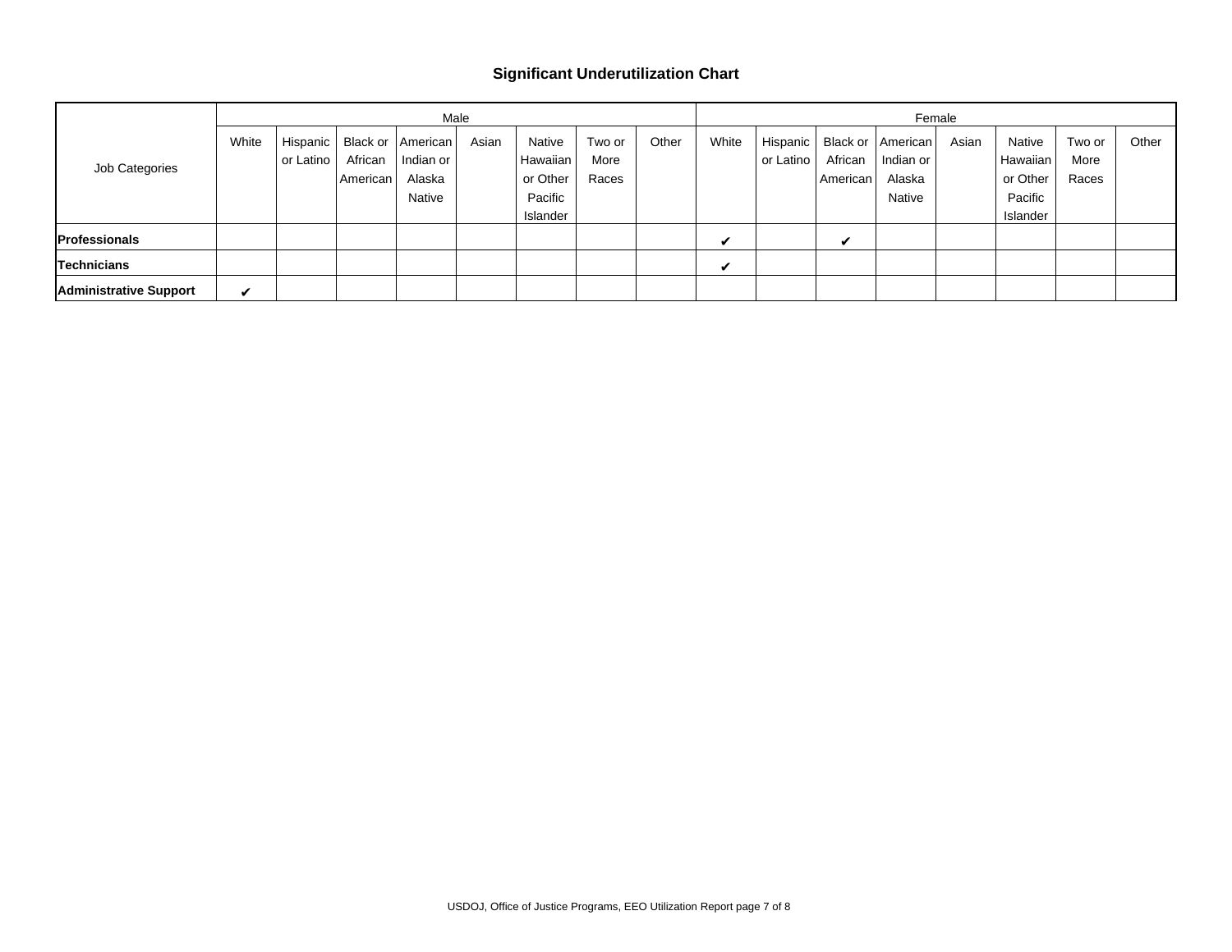## Significant Underutilization Chart

| Job Categories | Male | | | | | | | | Female | | | | | | | |
|---|---|---|---|---|---|---|---|---|---|---|---|---|---|---|---|---|
| | White | Hispanic or Latino | Black or African American | American Indian or Alaska Native | Asian | Native Hawaiian or Other Pacific Islander | Two or More Races | Other | White | Hispanic or Latino | Black or African American | American Indian or Alaska Native | Asian | Native Hawaiian or Other Pacific Islander | Two or More Races | Other |
| **Professionals** | | | | | | | | | ✔ | | ✔ | | | | | |
| **Technicians** | | | | | | | | | ✔ | | | | | | | |
| **Administrative Support** | ✔ | | | | | | | | | | | | | | | |

USDOJ, Office of Justice Programs, EEO Utilization Report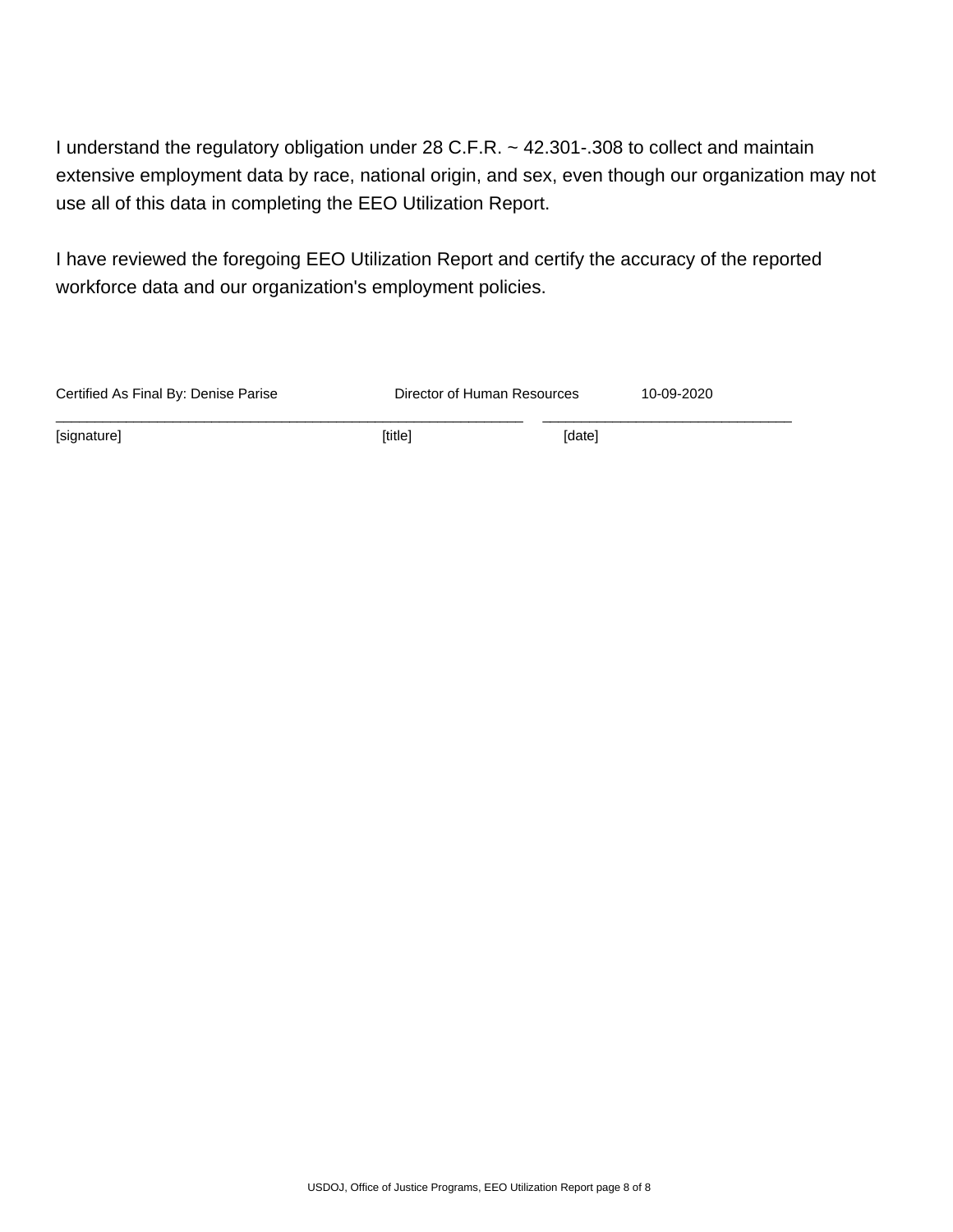I understand the regulatory obligation under 28 C.F.R. ~ 42.301-.308 to collect and maintain extensive employment data by race, national origin, and sex, even though our organization may not use all of this data in completing the EEO Utilization Report.

I have reviewed the foregoing EEO Utilization Report and certify the accuracy of the reported workforce data and our organization's employment policies.

Certified As Final By: Denise Parise Director of Human Resources 10-09-2020

\_\_\_\_\_\_\_\_\_\_\_\_\_\_\_\_\_\_\_\_\_\_\_\_\_\_\_\_\_\_\_\_\_\_\_\_\_\_\_\_\_\_\_\_\_\_\_\_\_\_\_\_\_\_\_\_\_\_\_\_ \_\_\_\_\_\_\_\_\_\_\_\_\_\_\_\_\_\_\_\_\_\_\_\_\_\_\_\_\_\_\_\_\_

[signature] [title] [date]